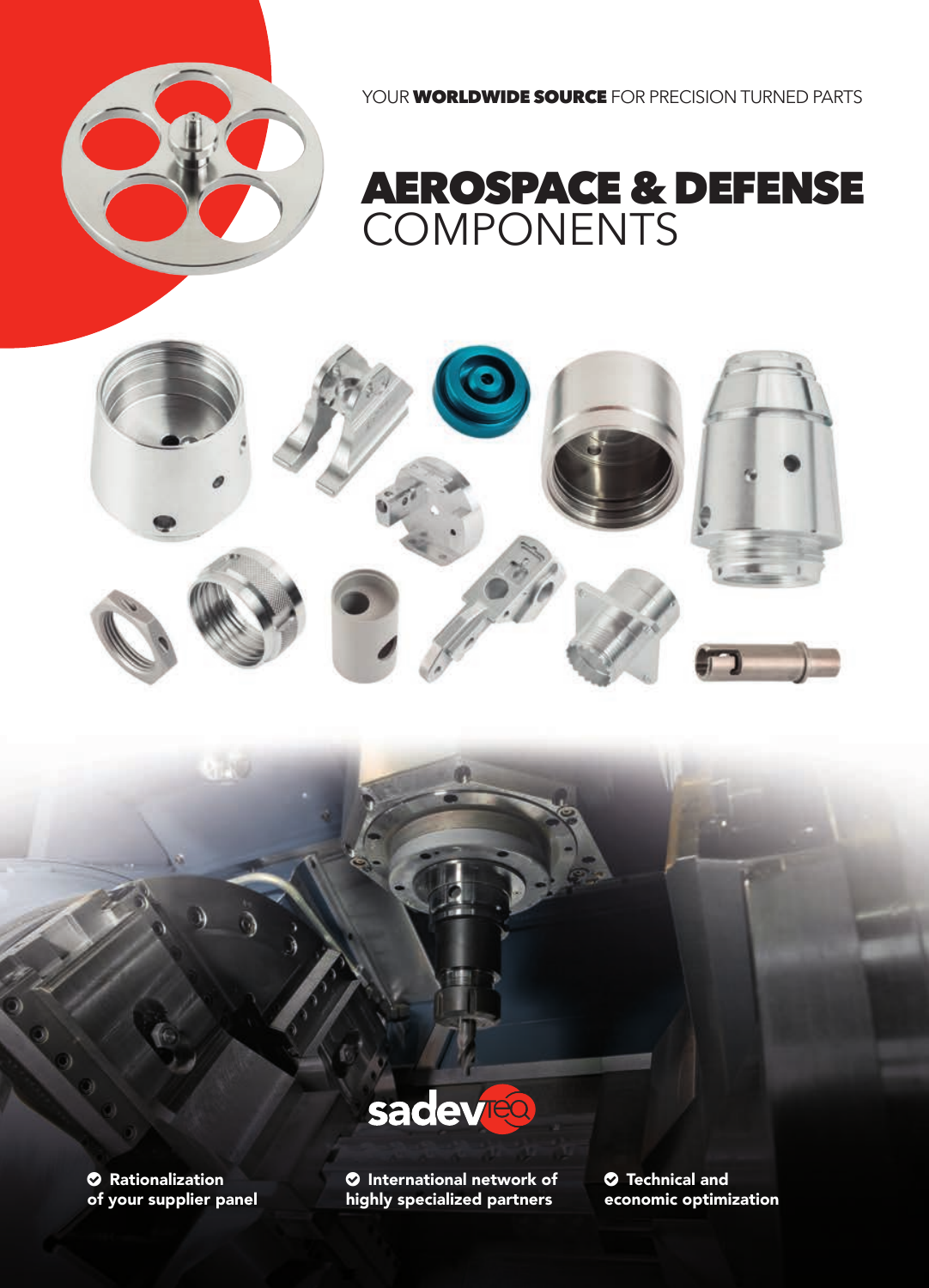YOUR **WORLDWIDE SOURCE** FOR PRECISION TURNED PARTS

# AEROSPACE & DEFENSE COMPONENTS

sadevteq

- **Rationalization of your supplier panel**
- **International network of highly specialized partners**
- **Technical and economic optimization**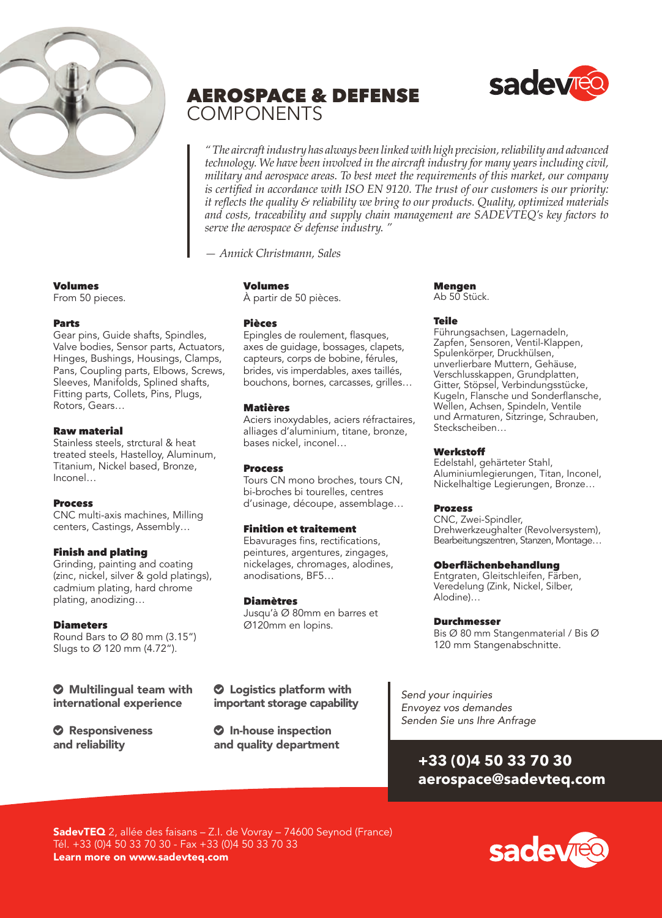# AEROSPACE & DEFENSE COMPONENTS

> *" The aircraft industry has always been linked with high precision, reliability and advanced technology. We have been involved in the aircraft industry for many years including civil, military and aerospace areas. To best meet the requirements of this market, our company is certified in accordance with ISO EN 9120. The trust of our customers is our priority: it reflects the quality & reliability we bring to our products. Quality, optimized materials and costs, traceability and supply chain management are SADEVTEQ's key factors to serve the aerospace & defense industry. "*
>
> *— Annick Christmann, Sales*

**Volumes**
From 50 pieces.

**Parts**
Gear pins, Guide shafts, Spindles, Valve bodies, Sensor parts, Actuators, Hinges, Bushings, Housings, Clamps, Pans, Coupling parts, Elbows, Screws, Sleeves, Manifolds, Splined shafts, Fitting parts, Collets, Pins, Plugs, Rotors, Gears…

**Raw material**
Stainless steels, strctural & heat treated steels, Hastelloy, Aluminum, Titanium, Nickel based, Bronze, Inconel…

**Process**
CNC multi-axis machines, Milling centers, Castings, Assembly…

**Finish and plating**
Grinding, painting and coating (zinc, nickel, silver & gold platings), cadmium plating, hard chrome plating, anodizing…

**Diameters**
Round Bars to Ø 80 mm (3.15")
Slugs to Ø 120 mm (4.72").

**Volumes**
À partir de 50 pièces.

**Pièces**
Epingles de roulement, flasques, axes de guidage, bossages, clapets, capteurs, corps de bobine, férules, brides, vis imperdables, axes taillés, bouchons, bornes, carcasses, grilles…

**Matières**
Aciers inoxydables, aciers réfractaires, alliages d'aluminium, titane, bronze, bases nickel, inconel…

**Process**
Tours CN mono broches, tours CN, bi-broches bi tourelles, centres d'usinage, découpe, assemblage…

**Finition et traitement**
Ebavurages fins, rectifications, peintures, argentures, zingages, nickelages, chromages, alodines, anodisations, BF5…

**Diamètres**
Jusqu'à Ø 80mm en barres et Ø120mm en lopins.

**Mengen**
Ab 50 Stück.

**Teile**
Führungsachsen, Lagernadeln, Zapfen, Sensoren, Ventil-Klappen, Spulenkörper, Druckhülsen, unverlierbare Muttern, Gehäuse, Verschlusskappen, Grundplatten, Gitter, Stöpsel, Verbindungsstücke, Kugeln, Flansche und Sonderflansche, Wellen, Achsen, Spindeln, Ventile und Armaturen, Sitzringe, Schrauben, Steckscheiben…

**Werkstoff**
Edelstahl, gehärteter Stahl, Aluminiumlegierungen, Titan, Inconel, Nickelhaltige Legierungen, Bronze…

**Prozess**
CNC, Zwei-Spindler, Drehwerkzeughalter (Revolversystem), Bearbeitungszentren, Stanzen, Montage…

**Oberflächenbehandlung**
Entgraten, Gleitschleifen, Färben, Veredelung (Zink, Nickel, Silber, Alodine)…

**Durchmesser**
Bis Ø 80 mm Stangenmaterial / Bis Ø 120 mm Stangenabschnitte.

- **Multilingual team with international experience**
- **Responsiveness and reliability**
- **Logistics platform with important storage capability**
- **In-house inspection and quality department**

*Send your inquiries*
*Envoyez vos demandes*
*Senden Sie uns Ihre Anfrage*

**+33 (0)4 50 33 70 30**
**aerospace@sadevteq.com**

**SadevTEQ** 2, allée des faisans – Z.I. de Vovray – 74600 Seynod (France)
Tél. +33 (0)4 50 33 70 30 - Fax +33 (0)4 50 33 70 33
**Learn more on www.sadevteq.com**